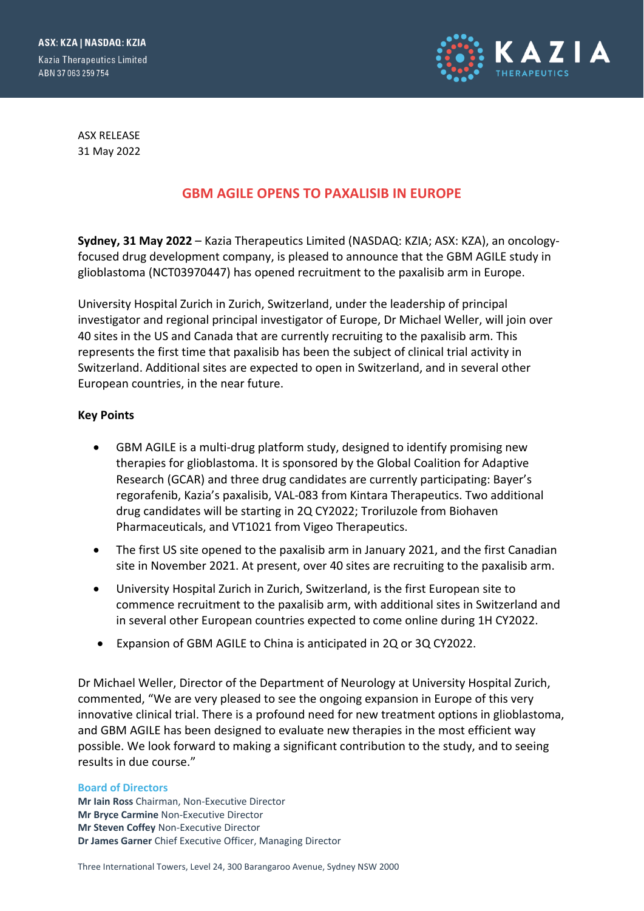ASX: KZA | NASDAQ: KZIA
Kazia Therapeutics Limited
ABN 37 063 259 754

ASX RELEASE
31 May 2022

# GBM AGILE OPENS TO PAXALISIB IN EUROPE

**Sydney, 31 May 2022** – Kazia Therapeutics Limited (NASDAQ: KZIA; ASX: KZA), an oncology-focused drug development company, is pleased to announce that the GBM AGILE study in glioblastoma (NCT03970447) has opened recruitment to the paxalisib arm in Europe.

University Hospital Zurich in Zurich, Switzerland, under the leadership of principal investigator and regional principal investigator of Europe, Dr Michael Weller, will join over 40 sites in the US and Canada that are currently recruiting to the paxalisib arm. This represents the first time that paxalisib has been the subject of clinical trial activity in Switzerland. Additional sites are expected to open in Switzerland, and in several other European countries, in the near future.

**Key Points**

- GBM AGILE is a multi-drug platform study, designed to identify promising new therapies for glioblastoma. It is sponsored by the Global Coalition for Adaptive Research (GCAR) and three drug candidates are currently participating: Bayer's regorafenib, Kazia's paxalisib, VAL-083 from Kintara Therapeutics. Two additional drug candidates will be starting in 2Q CY2022; Troriluzole from Biohaven Pharmaceuticals, and VT1021 from Vigeo Therapeutics.
- The first US site opened to the paxalisib arm in January 2021, and the first Canadian site in November 2021. At present, over 40 sites are recruiting to the paxalisib arm.
- University Hospital Zurich in Zurich, Switzerland, is the first European site to commence recruitment to the paxalisib arm, with additional sites in Switzerland and in several other European countries expected to come online during 1H CY2022.
- Expansion of GBM AGILE to China is anticipated in 2Q or 3Q CY2022.

Dr Michael Weller, Director of the Department of Neurology at University Hospital Zurich, commented, "We are very pleased to see the ongoing expansion in Europe of this very innovative clinical trial. There is a profound need for new treatment options in glioblastoma, and GBM AGILE has been designed to evaluate new therapies in the most efficient way possible. We look forward to making a significant contribution to the study, and to seeing results in due course."

**Board of Directors**
**Mr Iain Ross** Chairman, Non-Executive Director
**Mr Bryce Carmine** Non-Executive Director
**Mr Steven Coffey** Non-Executive Director
**Dr James Garner** Chief Executive Officer, Managing Director

Three International Towers, Level 24, 300 Barangaroo Avenue, Sydney NSW 2000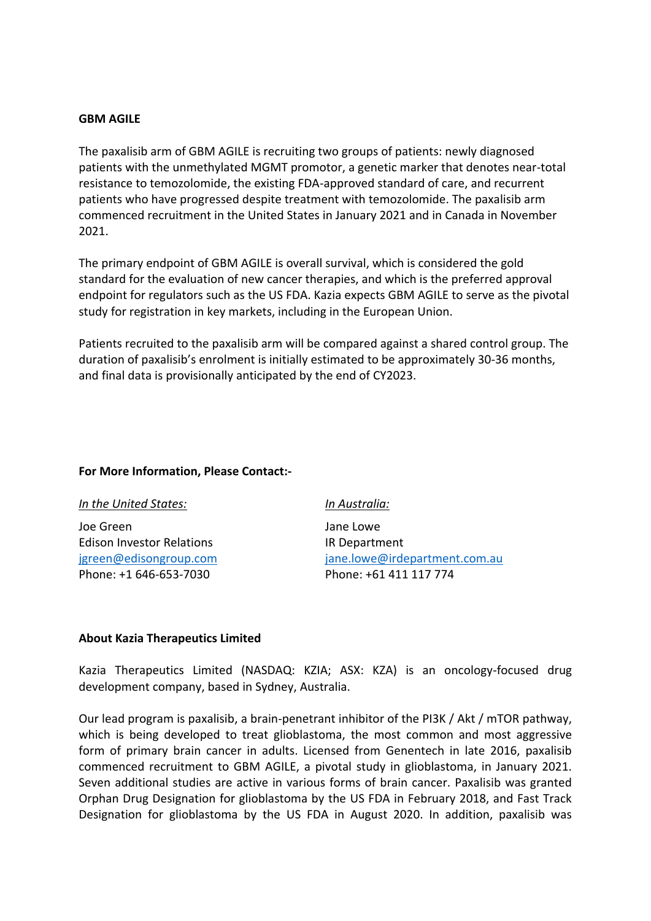**GBM AGILE**

The paxalisib arm of GBM AGILE is recruiting two groups of patients: newly diagnosed patients with the unmethylated MGMT promotor, a genetic marker that denotes near-total resistance to temozolomide, the existing FDA-approved standard of care, and recurrent patients who have progressed despite treatment with temozolomide. The paxalisib arm commenced recruitment in the United States in January 2021 and in Canada in November 2021.

The primary endpoint of GBM AGILE is overall survival, which is considered the gold standard for the evaluation of new cancer therapies, and which is the preferred approval endpoint for regulators such as the US FDA. Kazia expects GBM AGILE to serve as the pivotal study for registration in key markets, including in the European Union.

Patients recruited to the paxalisib arm will be compared against a shared control group. The duration of paxalisib's enrolment is initially estimated to be approximately 30-36 months, and final data is provisionally anticipated by the end of CY2023.

**For More Information, Please Contact:-**

*In the United States:*

Joe Green
Edison Investor Relations
jgreen@edisongroup.com
Phone: +1 646-653-7030

*In Australia:*

Jane Lowe
IR Department
jane.lowe@irdepartment.com.au
Phone: +61 411 117 774

**About Kazia Therapeutics Limited**

Kazia Therapeutics Limited (NASDAQ: KZIA; ASX: KZA) is an oncology-focused drug development company, based in Sydney, Australia.

Our lead program is paxalisib, a brain-penetrant inhibitor of the PI3K / Akt / mTOR pathway, which is being developed to treat glioblastoma, the most common and most aggressive form of primary brain cancer in adults. Licensed from Genentech in late 2016, paxalisib commenced recruitment to GBM AGILE, a pivotal study in glioblastoma, in January 2021. Seven additional studies are active in various forms of brain cancer. Paxalisib was granted Orphan Drug Designation for glioblastoma by the US FDA in February 2018, and Fast Track Designation for glioblastoma by the US FDA in August 2020. In addition, paxalisib was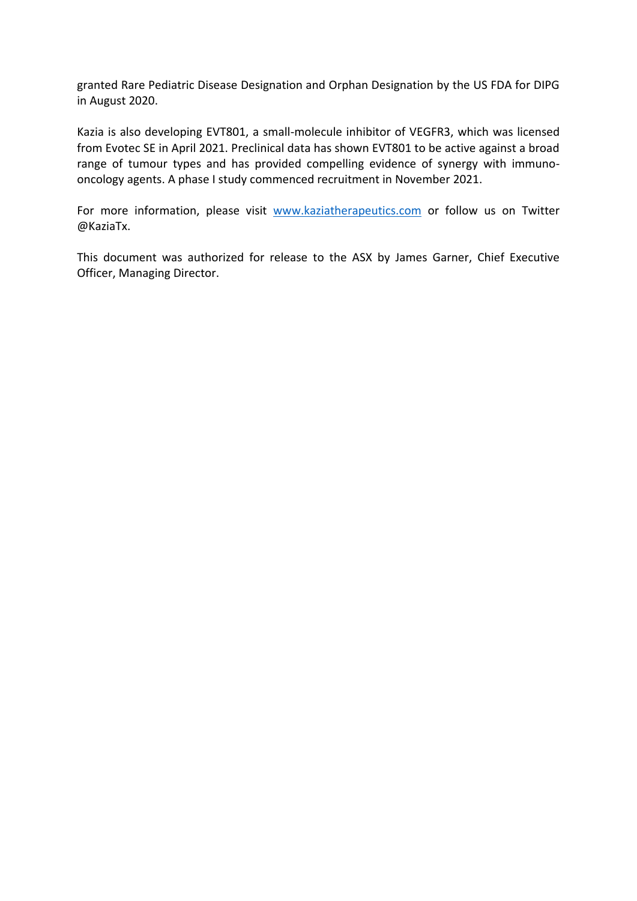granted Rare Pediatric Disease Designation and Orphan Designation by the US FDA for DIPG in August 2020.

Kazia is also developing EVT801, a small-molecule inhibitor of VEGFR3, which was licensed from Evotec SE in April 2021. Preclinical data has shown EVT801 to be active against a broad range of tumour types and has provided compelling evidence of synergy with immuno-oncology agents. A phase I study commenced recruitment in November 2021.

For more information, please visit [www.kaziatherapeutics.com](http://www.kaziatherapeutics.com) or follow us on Twitter @KaziaTx.

This document was authorized for release to the ASX by James Garner, Chief Executive Officer, Managing Director.